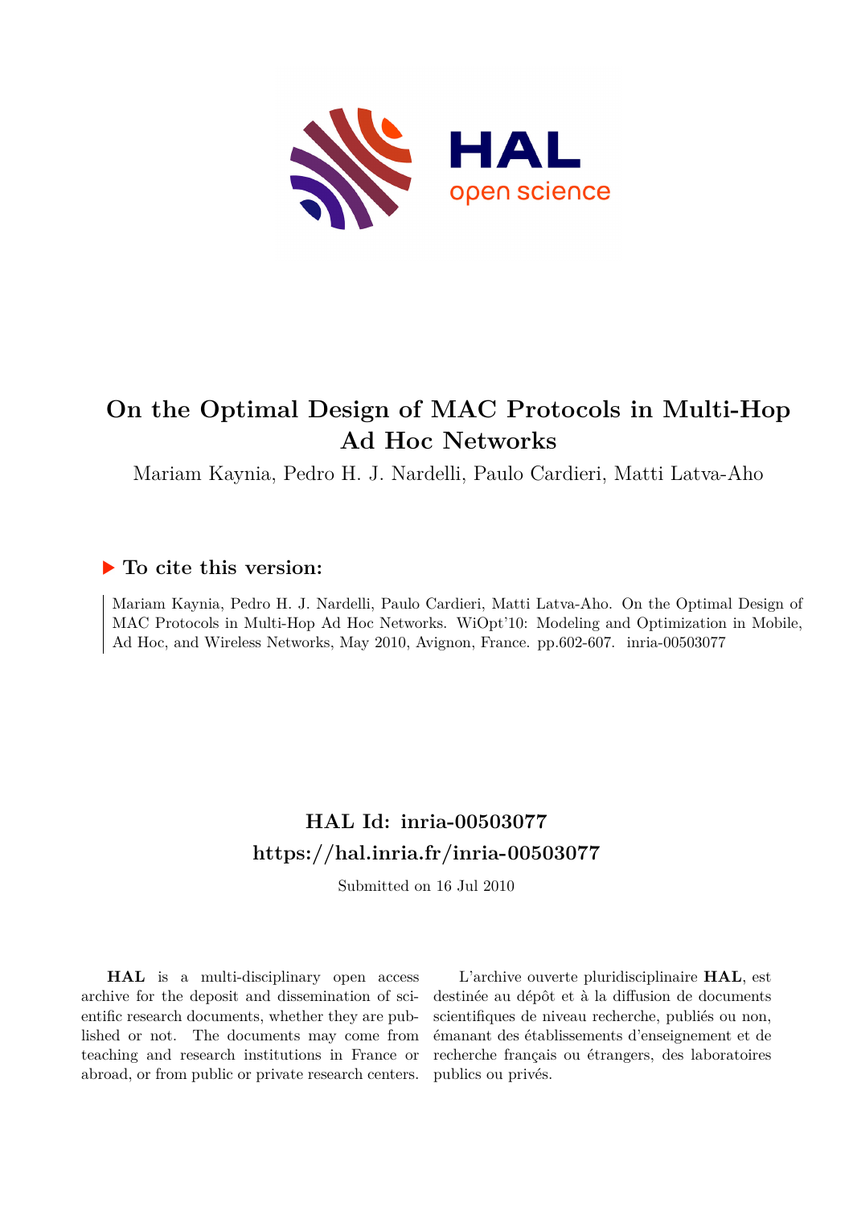# On the Optimal Design of MAC Protocols in Multi-Hop Ad Hoc Networks

Mariam Kaynia, Pedro H. J. Nardelli, Paulo Cardieri, Matti Latva-Aho

## To cite this version:

Mariam Kaynia, Pedro H. J. Nardelli, Paulo Cardieri, Matti Latva-Aho. On the Optimal Design of MAC Protocols in Multi-Hop Ad Hoc Networks. WiOpt'10: Modeling and Optimization in Mobile, Ad Hoc, and Wireless Networks, May 2010, Avignon, France. pp.602-607. inria-00503077

## HAL Id: inria-00503077

## https://hal.inria.fr/inria-00503077

Submitted on 16 Jul 2010

**HAL** is a multi-disciplinary open access archive for the deposit and dissemination of scientific research documents, whether they are published or not. The documents may come from teaching and research institutions in France or abroad, or from public or private research centers.

L'archive ouverte pluridisciplinaire **HAL**, est destinée au dépôt et à la diffusion de documents scientifiques de niveau recherche, publiés ou non, émanant des établissements d'enseignement et de recherche français ou étrangers, des laboratoires publics ou privés.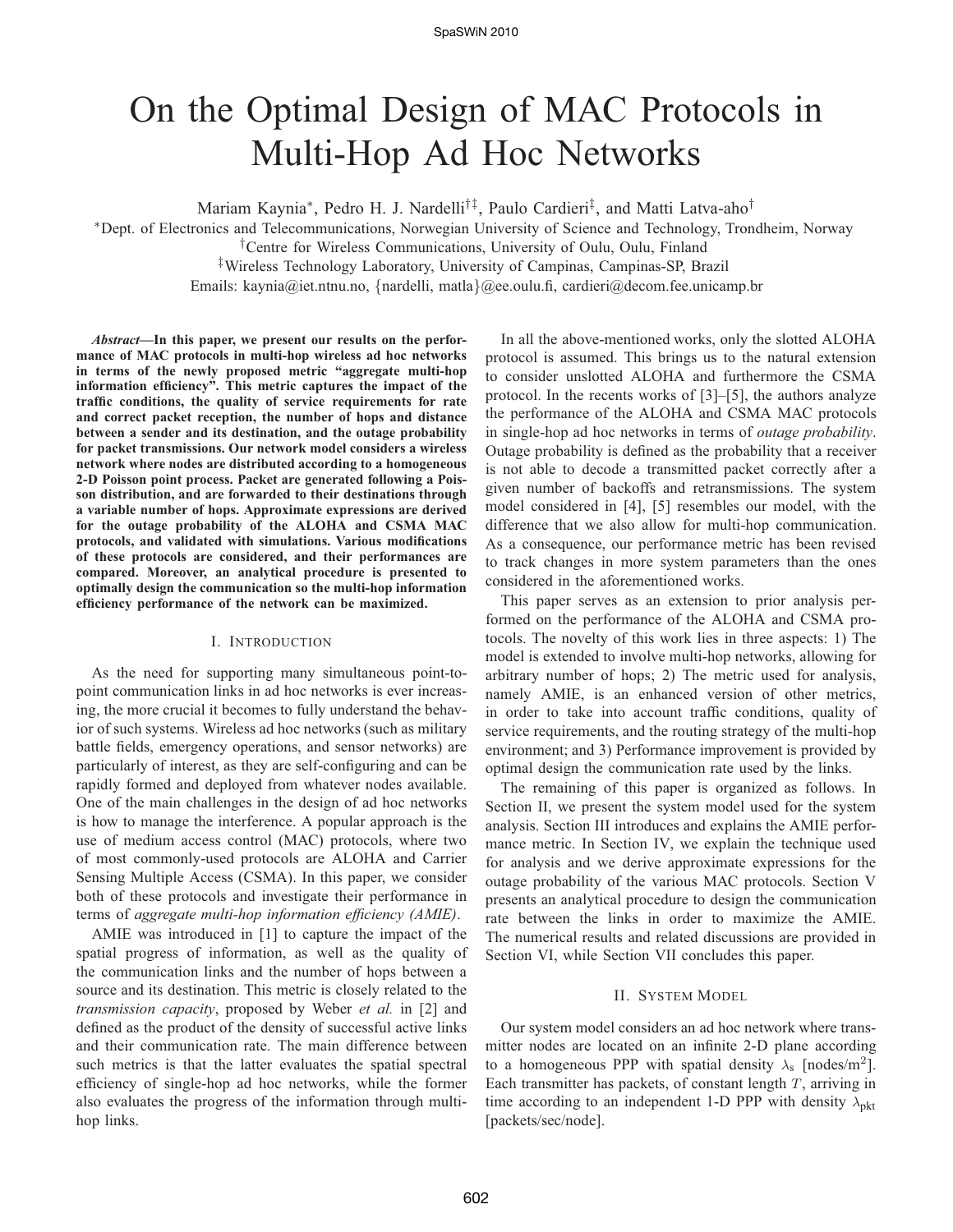# On the Optimal Design of MAC Protocols in Multi-Hop Ad Hoc Networks

Mariam Kaynia*, Pedro H. J. Nardelli†‡, Paulo Cardieri‡, and Matti Latva-aho†

*Dept. of Electronics and Telecommunications, Norwegian University of Science and Technology, Trondheim, Norway
†Centre for Wireless Communications, University of Oulu, Oulu, Finland
‡Wireless Technology Laboratory, University of Campinas, Campinas-SP, Brazil
Emails: kaynia@iet.ntnu.no, {nardelli, matla}@ee.oulu.fi, cardieri@decom.fee.unicamp.br

***Abstract*—In this paper, we present our results on the performance of MAC protocols in multi-hop wireless ad hoc networks in terms of the newly proposed metric "aggregate multi-hop information efficiency". This metric captures the impact of the traffic conditions, the quality of service requirements for rate and correct packet reception, the number of hops and distance between a sender and its destination, and the outage probability for packet transmissions. Our network model considers a wireless network where nodes are distributed according to a homogeneous 2-D Poisson point process. Packet are generated following a Poisson distribution, and are forwarded to their destinations through a variable number of hops. Approximate expressions are derived for the outage probability of the ALOHA and CSMA MAC protocols, and validated with simulations. Various modifications of these protocols are considered, and their performances are compared. Moreover, an analytical procedure is presented to optimally design the communication so the multi-hop information efficiency performance of the network can be maximized.**

## I. Introduction

As the need for supporting many simultaneous point-to-point communication links in ad hoc networks is ever increasing, the more crucial it becomes to fully understand the behavior of such systems. Wireless ad hoc networks (such as military battle fields, emergency operations, and sensor networks) are particularly of interest, as they are self-configuring and can be rapidly formed and deployed from whatever nodes available. One of the main challenges in the design of ad hoc networks is how to manage the interference. A popular approach is the use of medium access control (MAC) protocols, where two of most commonly-used protocols are ALOHA and Carrier Sensing Multiple Access (CSMA). In this paper, we consider both of these protocols and investigate their performance in terms of *aggregate multi-hop information efficiency (AMIE)*.

AMIE was introduced in [1] to capture the impact of the spatial progress of information, as well as the quality of the communication links and the number of hops between a source and its destination. This metric is closely related to the *transmission capacity*, proposed by Weber *et al.* in [2] and defined as the product of the density of successful active links and their communication rate. The main difference between such metrics is that the latter evaluates the spatial spectral efficiency of single-hop ad hoc networks, while the former also evaluates the progress of the information through multi-hop links.

In all the above-mentioned works, only the slotted ALOHA protocol is assumed. This brings us to the natural extension to consider unslotted ALOHA and furthermore the CSMA protocol. In the recents works of [3]–[5], the authors analyze the performance of the ALOHA and CSMA MAC protocols in single-hop ad hoc networks in terms of *outage probability*. Outage probability is defined as the probability that a receiver is not able to decode a transmitted packet correctly after a given number of backoffs and retransmissions. The system model considered in [4], [5] resembles our model, with the difference that we also allow for multi-hop communication. As a consequence, our performance metric has been revised to track changes in more system parameters than the ones considered in the aforementioned works.

This paper serves as an extension to prior analysis performed on the performance of the ALOHA and CSMA protocols. The novelty of this work lies in three aspects: 1) The model is extended to involve multi-hop networks, allowing for arbitrary number of hops; 2) The metric used for analysis, namely AMIE, is an enhanced version of other metrics, in order to take into account traffic conditions, quality of service requirements, and the routing strategy of the multi-hop environment; and 3) Performance improvement is provided by optimal design the communication rate used by the links.

The remaining of this paper is organized as follows. In Section II, we present the system model used for the system analysis. Section III introduces and explains the AMIE performance metric. In Section IV, we explain the technique used for analysis and we derive approximate expressions for the outage probability of the various MAC protocols. Section V presents an analytical procedure to design the communication rate between the links in order to maximize the AMIE. The numerical results and related discussions are provided in Section VI, while Section VII concludes this paper.

## II. System Model

Our system model considers an ad hoc network where transmitter nodes are located on an infinite 2-D plane according to a homogeneous PPP with spatial density $\lambda_s$ [nodes/m$^2$]. Each transmitter has packets, of constant length $T$, arriving in time according to an independent 1-D PPP with density $\lambda_{\text{pkt}}$ [packets/sec/node].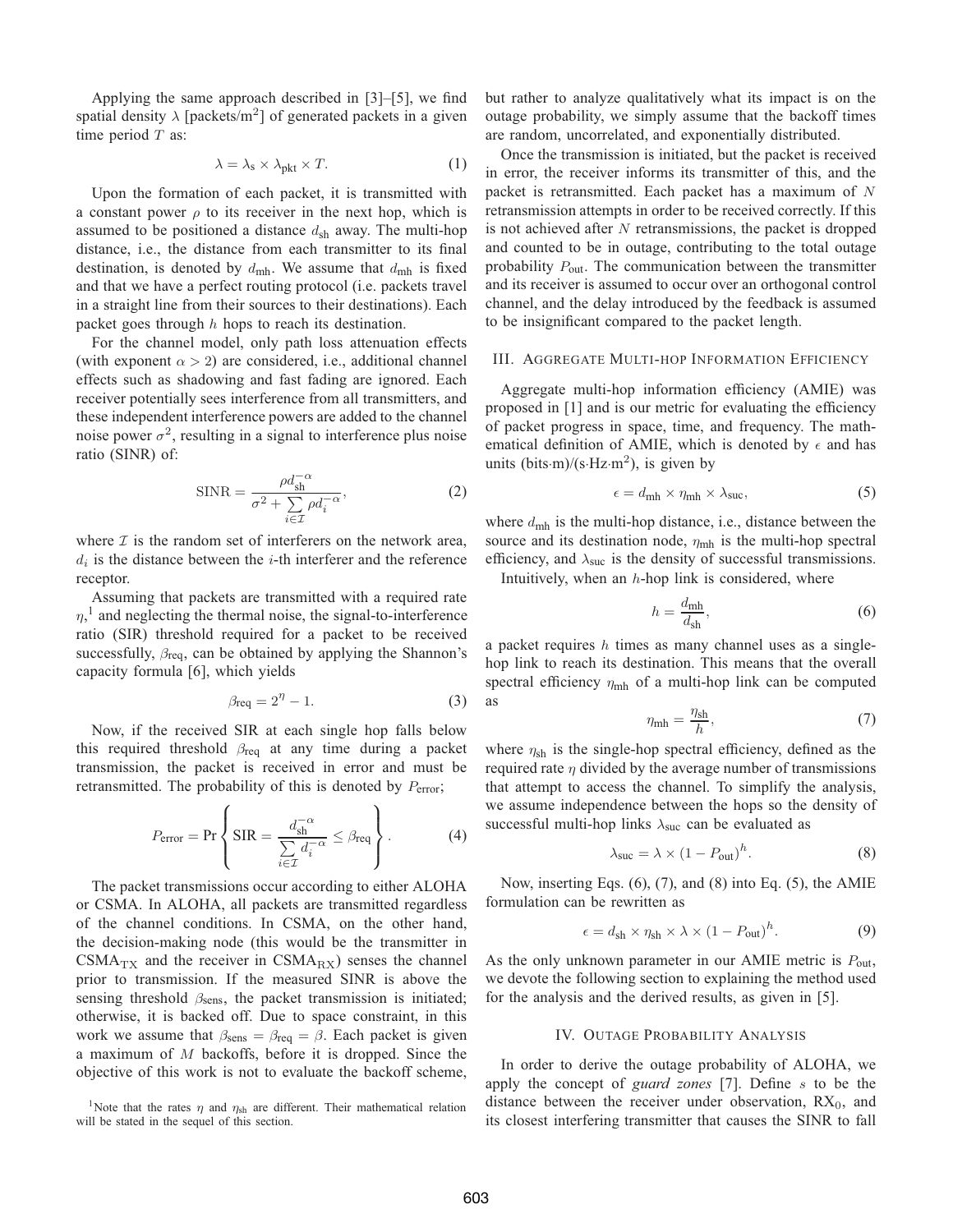Applying the same approach described in [3]–[5], we find spatial density $\lambda$ [packets/m$^2$] of generated packets in a given time period $T$ as:

$$\lambda = \lambda_{\text{s}} \times \lambda_{\text{pkt}} \times T. \tag{1}$$

Upon the formation of each packet, it is transmitted with a constant power $\rho$ to its receiver in the next hop, which is assumed to be positioned a distance $d_{\text{sh}}$ away. The multi-hop distance, i.e., the distance from each transmitter to its final destination, is denoted by $d_{\text{mh}}$. We assume that $d_{\text{mh}}$ is fixed and that we have a perfect routing protocol (i.e. packets travel in a straight line from their sources to their destinations). Each packet goes through $h$ hops to reach its destination.

For the channel model, only path loss attenuation effects (with exponent $\alpha > 2$) are considered, i.e., additional channel effects such as shadowing and fast fading are ignored. Each receiver potentially sees interference from all transmitters, and these independent interference powers are added to the channel noise power $\sigma^2$, resulting in a signal to interference plus noise ratio (SINR) of:

$$\text{SINR} = \frac{\rho d_{\text{sh}}^{-\alpha}}{\sigma^2 + \sum\limits_{i \in \mathcal{I}} \rho d_i^{-\alpha}}, \tag{2}$$

where $\mathcal{I}$ is the random set of interferers on the network area, $d_i$ is the distance between the $i$-th interferer and the reference receptor.

Assuming that packets are transmitted with a required rate $\eta$,[1] and neglecting the thermal noise, the signal-to-interference ratio (SIR) threshold required for a packet to be received successfully, $\beta_{\text{req}}$, can be obtained by applying the Shannon's capacity formula [6], which yields

$$\beta_{\text{req}} = 2^{\eta} - 1. \tag{3}$$

Now, if the received SIR at each single hop falls below this required threshold $\beta_{\text{req}}$ at any time during a packet transmission, the packet is received in error and must be retransmitted. The probability of this is denoted by $P_{\text{error}}$;

$$P_{\text{error}} = \Pr\left\{ \text{SIR} = \frac{d_{\text{sh}}^{-\alpha}}{\sum\limits_{i \in \mathcal{I}} d_i^{-\alpha}} \leq \beta_{\text{req}} \right\}. \tag{4}$$

The packet transmissions occur according to either ALOHA or CSMA. In ALOHA, all packets are transmitted regardless of the channel conditions. In CSMA, on the other hand, the decision-making node (this would be the transmitter in $\text{CSMA}_{\text{TX}}$ and the receiver in $\text{CSMA}_{\text{RX}}$) senses the channel prior to transmission. If the measured SINR is above the sensing threshold $\beta_{\text{sens}}$, the packet transmission is initiated; otherwise, it is backed off. Due to space constraint, in this work we assume that $\beta_{\text{sens}} = \beta_{\text{req}} = \beta$. Each packet is given a maximum of $M$ backoffs, before it is dropped. Since the objective of this work is not to evaluate the backoff scheme, but rather to analyze qualitatively what its impact is on the outage probability, we simply assume that the backoff times are random, uncorrelated, and exponentially distributed.

Once the transmission is initiated, but the packet is received in error, the receiver informs its transmitter of this, and the packet is retransmitted. Each packet has a maximum of $N$ retransmission attempts in order to be received correctly. If this is not achieved after $N$ retransmissions, the packet is dropped and counted to be in outage, contributing to the total outage probability $P_{\text{out}}$. The communication between the transmitter and its receiver is assumed to occur over an orthogonal control channel, and the delay introduced by the feedback is assumed to be insignificant compared to the packet length.

## III. Aggregate Multi-hop Information Efficiency

Aggregate multi-hop information efficiency (AMIE) was proposed in [1] and is our metric for evaluating the efficiency of packet progress in space, time, and frequency. The mathematical definition of AMIE, which is denoted by $\epsilon$ and has units (bits·m)/(s·Hz·m$^2$), is given by

$$\epsilon = d_{\text{mh}} \times \eta_{\text{mh}} \times \lambda_{\text{suc}}, \tag{5}$$

where $d_{\text{mh}}$ is the multi-hop distance, i.e., distance between the source and its destination node, $\eta_{\text{mh}}$ is the multi-hop spectral efficiency, and $\lambda_{\text{suc}}$ is the density of successful transmissions.

Intuitively, when an $h$-hop link is considered, where

$$h = \frac{d_{\text{mh}}}{d_{\text{sh}}}, \tag{6}$$

a packet requires $h$ times as many channel uses as a single-hop link to reach its destination. This means that the overall spectral efficiency $\eta_{\text{mh}}$ of a multi-hop link can be computed as

$$\eta_{\text{mh}} = \frac{\eta_{\text{sh}}}{h}, \tag{7}$$

where $\eta_{\text{sh}}$ is the single-hop spectral efficiency, defined as the required rate $\eta$ divided by the average number of transmissions that attempt to access the channel. To simplify the analysis, we assume independence between the hops so the density of successful multi-hop links $\lambda_{\text{suc}}$ can be evaluated as

$$\lambda_{\text{suc}} = \lambda \times (1 - P_{\text{out}})^h. \tag{8}$$

Now, inserting Eqs. (6), (7), and (8) into Eq. (5), the AMIE formulation can be rewritten as

$$\epsilon = d_{\text{sh}} \times \eta_{\text{sh}} \times \lambda \times (1 - P_{\text{out}})^h. \tag{9}$$

As the only unknown parameter in our AMIE metric is $P_{\text{out}}$, we devote the following section to explaining the method used for the analysis and the derived results, as given in [5].

## IV. Outage Probability Analysis

In order to derive the outage probability of ALOHA, we apply the concept of *guard zones* [7]. Define $s$ to be the distance between the receiver under observation, $\text{RX}_0$, and its closest interfering transmitter that causes the SINR to fall

[1]Note that the rates $\eta$ and $\eta_{\text{sh}}$ are different. Their mathematical relation will be stated in the sequel of this section.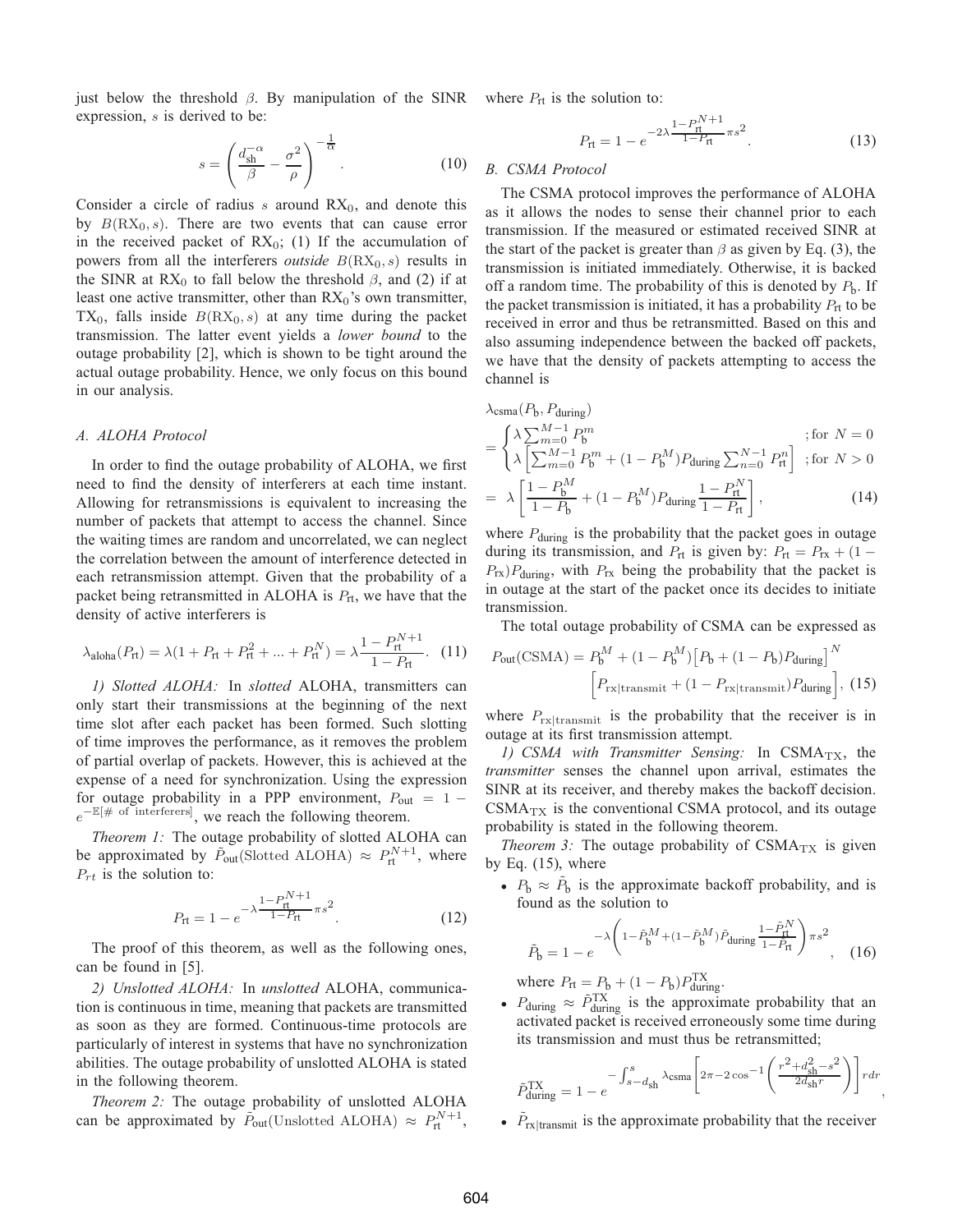just below the threshold $\beta$. By manipulation of the SINR expression, $s$ is derived to be:

$$s = \left( \frac{d_{\text{sh}}^{-\alpha}}{\beta} - \frac{\sigma^2}{\rho} \right)^{-\frac{1}{\alpha}}. \quad (10)$$

Consider a circle of radius $s$ around $\text{RX}_0$, and denote this by $B(\text{RX}_0, s)$. There are two events that can cause error in the received packet of $\text{RX}_0$; (1) If the accumulation of powers from all the interferers *outside* $B(\text{RX}_0, s)$ results in the SINR at $\text{RX}_0$ to fall below the threshold $\beta$, and (2) if at least one active transmitter, other than $\text{RX}_0$'s own transmitter, $\text{TX}_0$, falls inside $B(\text{RX}_0, s)$ at any time during the packet transmission. The latter event yields a *lower bound* to the outage probability [2], which is shown to be tight around the actual outage probability. Hence, we only focus on this bound in our analysis.

### A. ALOHA Protocol

In order to find the outage probability of ALOHA, we first need to find the density of interferers at each time instant. Allowing for retransmissions is equivalent to increasing the number of packets that attempt to access the channel. Since the waiting times are random and uncorrelated, we can neglect the correlation between the amount of interference detected in each retransmission attempt. Given that the probability of a packet being retransmitted in ALOHA is $P_{\text{rt}}$, we have that the density of active interferers is

$$\lambda_{\text{aloha}}(P_{\text{rt}}) = \lambda(1 + P_{\text{rt}} + P_{\text{rt}}^2 + ... + P_{\text{rt}}^N) = \lambda \frac{1 - P_{\text{rt}}^{N+1}}{1 - P_{\text{rt}}}. \quad (11)$$

*1) Slotted ALOHA:* In *slotted* ALOHA, transmitters can only start their transmissions at the beginning of the next time slot after each packet has been formed. Such slotting of time improves the performance, as it removes the problem of partial overlap of packets. However, this is achieved at the expense of a need for synchronization. Using the expression for outage probability in a PPP environment, $P_{\text{out}} = 1 - e^{-\mathbb{E}[\#\text{ of interferers}]}$, we reach the following theorem.

*Theorem 1:* The outage probability of slotted ALOHA can be approximated by $\tilde{P}_{\text{out}}(\text{Slotted ALOHA}) \approx P_{\text{rt}}^{N+1}$, where $P_{rt}$ is the solution to:

$$P_{\text{rt}} = 1 - e^{-\lambda \frac{1 - P_{\text{rt}}^{N+1}}{1 - P_{\text{rt}}} \pi s^2}. \quad (12)$$

The proof of this theorem, as well as the following ones, can be found in [5].

*2) Unslotted ALOHA:* In *unslotted* ALOHA, communication is continuous in time, meaning that packets are transmitted as soon as they are formed. Continuous-time protocols are particularly of interest in systems that have no synchronization abilities. The outage probability of unslotted ALOHA is stated in the following theorem.

*Theorem 2:* The outage probability of unslotted ALOHA can be approximated by $\tilde{P}_{\text{out}}(\text{Unslotted ALOHA}) \approx P_{\text{rt}}^{N+1}$, where $P_{\text{rt}}$ is the solution to:

$$P_{\text{rt}} = 1 - e^{-2\lambda \frac{1 - P_{\text{rt}}^{N+1}}{1 - P_{\text{rt}}} \pi s^2}. \quad (13)$$

### B. CSMA Protocol

The CSMA protocol improves the performance of ALOHA as it allows the nodes to sense their channel prior to each transmission. If the measured or estimated received SINR at the start of the packet is greater than $\beta$ as given by Eq. (3), the transmission is initiated immediately. Otherwise, it is backed off a random time. The probability of this is denoted by $P_{\text{b}}$. If the packet transmission is initiated, it has a probability $P_{\text{rt}}$ to be received in error and thus be retransmitted. Based on this and also assuming independence between the backed off packets, we have that the density of packets attempting to access the channel is

$$\begin{aligned}
&\lambda_{\text{csma}}(P_{\text{b}}, P_{\text{during}}) \\
&= \begin{cases} \lambda \sum_{m=0}^{M-1} P_{\text{b}}^m & ;\text{for } N = 0 \\ \lambda \left[ \sum_{m=0}^{M-1} P_{\text{b}}^m + (1 - P_{\text{b}}^M) P_{\text{during}} \sum_{n=0}^{N-1} P_{\text{rt}}^n \right] & ;\text{for } N > 0 \end{cases} \\
&= \lambda \left[ \frac{1 - P_{\text{b}}^M}{1 - P_{\text{b}}} + (1 - P_{\text{b}}^M) P_{\text{during}} \frac{1 - P_{\text{rt}}^N}{1 - P_{\text{rt}}} \right], \quad (14)
\end{aligned}$$

where $P_{\text{during}}$ is the probability that the packet goes in outage during its transmission, and $P_{\text{rt}}$ is given by: $P_{\text{rt}} = P_{\text{rx}} + (1 - P_{\text{rx}}) P_{\text{during}}$, with $P_{\text{rx}}$ being the probability that the packet is in outage at the start of the packet once its decides to initiate transmission.

The total outage probability of CSMA can be expressed as

$$\begin{aligned}
P_{\text{out}}(\text{CSMA}) = P_{\text{b}}^M + (1 - P_{\text{b}}^M) \big[ P_{\text{b}} + (1 - P_{\text{b}}) P_{\text{during}} \big]^N \\
\Big[ P_{\text{rx|transmit}} + (1 - P_{\text{rx|transmit}}) P_{\text{during}} \Big], \quad (15)
\end{aligned}$$

where $P_{\text{rx|transmit}}$ is the probability that the receiver is in outage at its first transmission attempt.

*1) CSMA with Transmitter Sensing:* In $\text{CSMA}_{\text{TX}}$, the *transmitter* senses the channel upon arrival, estimates the SINR at its receiver, and thereby makes the backoff decision. $\text{CSMA}_{\text{TX}}$ is the conventional CSMA protocol, and its outage probability is stated in the following theorem.

*Theorem 3:* The outage probability of $\text{CSMA}_{\text{TX}}$ is given by Eq. (15), where

- $P_{\text{b}} \approx \tilde{P}_{\text{b}}$ is the approximate backoff probability, and is found as the solution to

$$\tilde{P}_{\text{b}} = 1 - e^{-\lambda \left( 1 - \tilde{P}_{\text{b}}^M + (1 - \tilde{P}_{\text{b}}^M) \tilde{P}_{\text{during}} \frac{1 - \tilde{P}_{\text{rt}}^N}{1 - P_{\text{rt}}} \right) \pi s^2}, \quad (16)$$

  where $P_{\text{rt}} = P_{\text{b}} + (1 - P_{\text{b}}) P_{\text{during}}^{\text{TX}}$.
- $P_{\text{during}} \approx \tilde{P}_{\text{during}}^{\text{TX}}$ is the approximate probability that an activated packet is received erroneously some time during its transmission and must thus be retransmitted;

$$\tilde{P}_{\text{during}}^{\text{TX}} = 1 - e^{-\int_{s - d_{\text{sh}}}^{s} \lambda_{\text{csma}} \left[ 2\pi - 2\cos^{-1}\left( \frac{r^2 + d_{\text{sh}}^2 - s^2}{2 d_{\text{sh}} r} \right) \right] r dr},$$

- $\tilde{P}_{\text{rx|transmit}}$ is the approximate probability that the receiver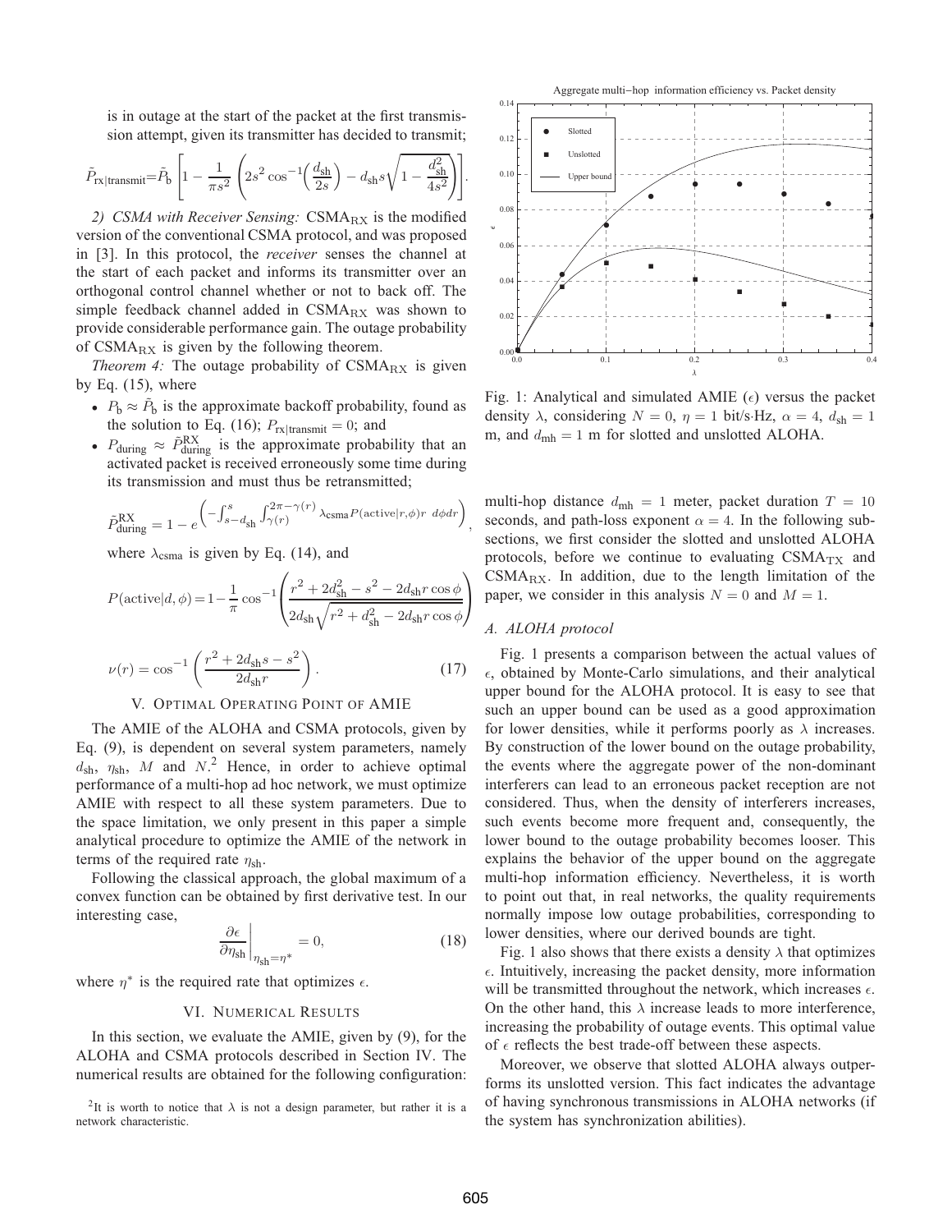is in outage at the start of the packet at the first transmission attempt, given its transmitter has decided to transmit;

$$\tilde{P}_{\text{rx|transmit}}=\tilde{P}_{\text{b}}\left[1-\frac{1}{\pi s^2}\left(2s^2\cos^{-1}\!\left(\frac{d_{\text{sh}}}{2s}\right)-d_{\text{sh}}s\sqrt{1-\frac{d_{\text{sh}}^2}{4s^2}}\right)\right].$$

*2) CSMA with Receiver Sensing:* $\text{CSMA}_{\text{RX}}$ is the modified version of the conventional CSMA protocol, and was proposed in [3]. In this protocol, the *receiver* senses the channel at the start of each packet and informs its transmitter over an orthogonal control channel whether or not to back off. The simple feedback channel added in $\text{CSMA}_{\text{RX}}$ was shown to provide considerable performance gain. The outage probability of $\text{CSMA}_{\text{RX}}$ is given by the following theorem.

*Theorem 4:* The outage probability of $\text{CSMA}_{\text{RX}}$ is given by Eq. (15), where

- $P_{\text{b}} \approx \tilde{P}_{\text{b}}$ is the approximate backoff probability, found as the solution to Eq. (16); $P_{\text{rx|transmit}} = 0$; and
- $P_{\text{during}} \approx \tilde{P}^{\text{RX}}_{\text{during}}$ is the approximate probability that an activated packet is received erroneously some time during its transmission and must thus be retransmitted;

$$\tilde{P}^{\text{RX}}_{\text{during}} = 1 - e^{\left(-\int_{s-d_{\text{sh}}}^{s}\int_{\gamma(r)}^{2\pi-\gamma(r)}\lambda_{\text{csma}}P(\text{active}|r,\phi)r\ d\phi dr\right)},$$

where $\lambda_{\text{csma}}$ is given by Eq. (14), and

$$P(\text{active}|d,\phi)=1-\frac{1}{\pi}\cos^{-1}\left(\frac{r^2+2d_{\text{sh}}^2-s^2-2d_{\text{sh}}r\cos\phi}{2d_{\text{sh}}\sqrt{r^2+d_{\text{sh}}^2-2d_{\text{sh}}r\cos\phi}}\right)$$

$$\nu(r)=\cos^{-1}\left(\frac{r^2+2d_{\text{sh}}s-s^2}{2d_{\text{sh}}r}\right). \quad (17)$$

## V. Optimal Operating Point of AMIE

The AMIE of the ALOHA and CSMA protocols, given by Eq. (9), is dependent on several system parameters, namely $d_{\text{sh}}$, $\eta_{\text{sh}}$, $M$ and $N$.[2] Hence, in order to achieve optimal performance of a multi-hop ad hoc network, we must optimize AMIE with respect to all these system parameters. Due to the space limitation, we only present in this paper a simple analytical procedure to optimize the AMIE of the network in terms of the required rate $\eta_{\text{sh}}$.

Following the classical approach, the global maximum of a convex function can be obtained by first derivative test. In our interesting case,

$$\left.\frac{\partial\epsilon}{\partial\eta_{\text{sh}}}\right|_{\eta_{\text{sh}}=\eta^*}=0, \quad (18)$$

where $\eta^*$ is the required rate that optimizes $\epsilon$.

## VI. Numerical Results

In this section, we evaluate the AMIE, given by (9), for the ALOHA and CSMA protocols described in Section IV. The numerical results are obtained for the following configuration: multi-hop distance $d_{\text{mh}} = 1$ meter, packet duration $T = 10$ seconds, and path-loss exponent $\alpha = 4$. In the following subsections, we first consider the slotted and unslotted ALOHA protocols, before we continue to evaluating $\text{CSMA}_{\text{TX}}$ and $\text{CSMA}_{\text{RX}}$. In addition, due to the length limitation of the paper, we consider in this analysis $N = 0$ and $M = 1$.

[2] It is worth to notice that $\lambda$ is not a design parameter, but rather it is a network characteristic.

Fig. 1: Analytical and simulated AMIE ($\epsilon$) versus the packet density $\lambda$, considering $N = 0$, $\eta = 1$ bit/s·Hz, $\alpha = 4$, $d_{\text{sh}} = 1$ m, and $d_{\text{mh}} = 1$ m for slotted and unslotted ALOHA.

### A. ALOHA protocol

Fig. 1 presents a comparison between the actual values of $\epsilon$, obtained by Monte-Carlo simulations, and their analytical upper bound for the ALOHA protocol. It is easy to see that such an upper bound can be used as a good approximation for lower densities, while it performs poorly as $\lambda$ increases. By construction of the lower bound on the outage probability, the events where the aggregate power of the non-dominant interferers can lead to an erroneous packet reception are not considered. Thus, when the density of interferers increases, such events become more frequent and, consequently, the lower bound to the outage probability becomes looser. This explains the behavior of the upper bound on the aggregate multi-hop information efficiency. Nevertheless, it is worth to point out that, in real networks, the quality requirements normally impose low outage probabilities, corresponding to lower densities, where our derived bounds are tight.

Fig. 1 also shows that there exists a density $\lambda$ that optimizes $\epsilon$. Intuitively, increasing the packet density, more information will be transmitted throughout the network, which increases $\epsilon$. On the other hand, this $\lambda$ increase leads to more interference, increasing the probability of outage events. This optimal value of $\epsilon$ reflects the best trade-off between these aspects.

Moreover, we observe that slotted ALOHA always outperforms its unslotted version. This fact indicates the advantage of having synchronous transmissions in ALOHA networks (if the system has synchronization abilities).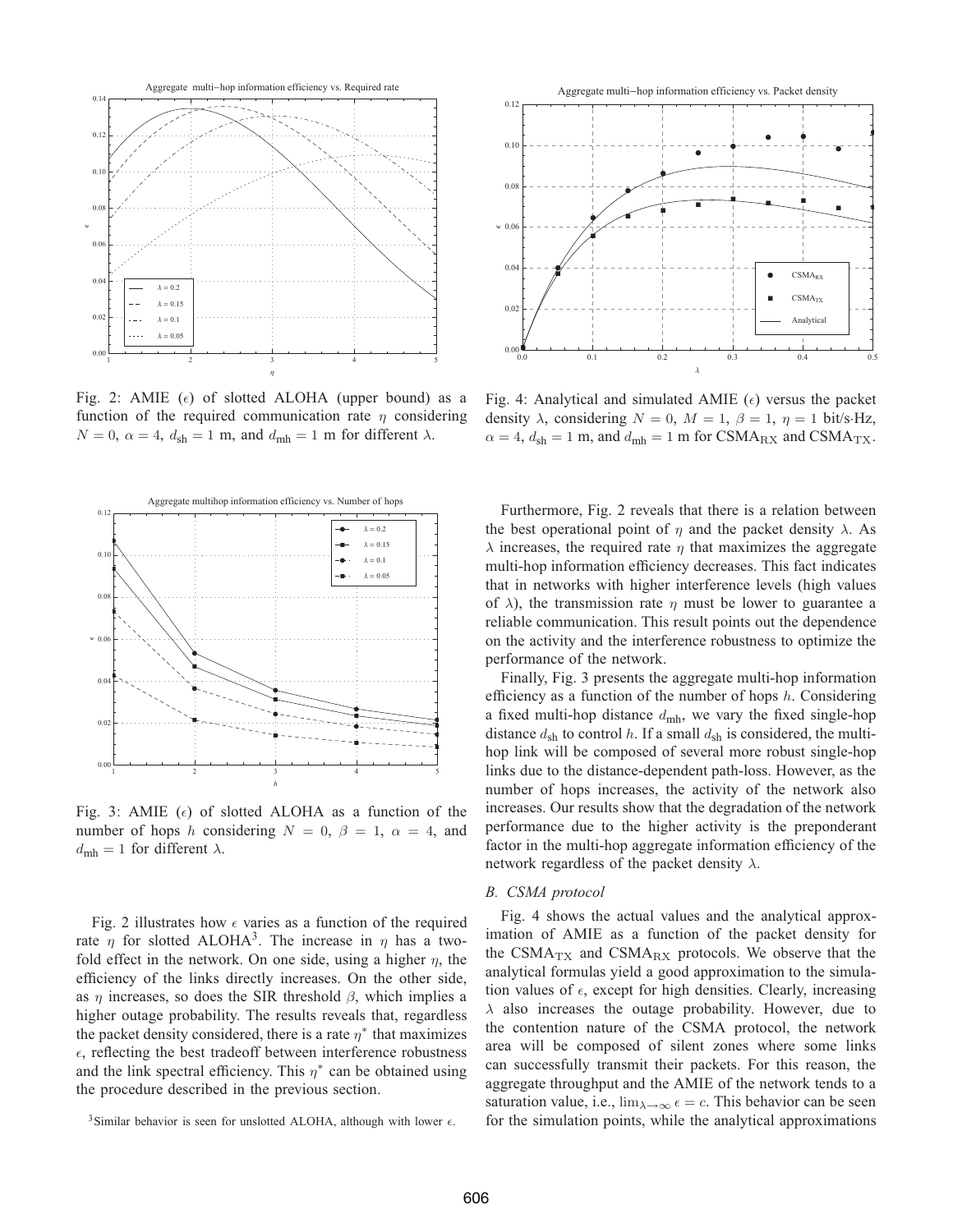Fig. 2: AMIE ($\epsilon$) of slotted ALOHA (upper bound) as a function of the required communication rate $\eta$ considering $N = 0$, $\alpha = 4$, $d_{\text{sh}} = 1$ m, and $d_{\text{mh}} = 1$ m for different $\lambda$.

Fig. 4: Analytical and simulated AMIE ($\epsilon$) versus the packet density $\lambda$, considering $N = 0$, $M = 1$, $\beta = 1$, $\eta = 1$ bit/s·Hz, $\alpha = 4$, $d_{\text{sh}} = 1$ m, and $d_{\text{mh}} = 1$ m for $\text{CSMA}_{\text{RX}}$ and $\text{CSMA}_{\text{TX}}$.

Fig. 3: AMIE ($\epsilon$) of slotted ALOHA as a function of the number of hops $h$ considering $N = 0$, $\beta = 1$, $\alpha = 4$, and $d_{\text{mh}} = 1$ for different $\lambda$.

Fig. 2 illustrates how $\epsilon$ varies as a function of the required rate $\eta$ for slotted ALOHA[3]. The increase in $\eta$ has a two-fold effect in the network. On one side, using a higher $\eta$, the efficiency of the links directly increases. On the other side, as $\eta$ increases, so does the SIR threshold $\beta$, which implies a higher outage probability. The results reveals that, regardless the packet density considered, there is a rate $\eta^*$ that maximizes $\epsilon$, reflecting the best tradeoff between interference robustness and the link spectral efficiency. This $\eta^*$ can be obtained using the procedure described in the previous section.

[3]Similar behavior is seen for unslotted ALOHA, although with lower $\epsilon$.

Furthermore, Fig. 2 reveals that there is a relation between the best operational point of $\eta$ and the packet density $\lambda$. As $\lambda$ increases, the required rate $\eta$ that maximizes the aggregate multi-hop information efficiency decreases. This fact indicates that in networks with higher interference levels (high values of $\lambda$), the transmission rate $\eta$ must be lower to guarantee a reliable communication. This result points out the dependence on the activity and the interference robustness to optimize the performance of the network.

Finally, Fig. 3 presents the aggregate multi-hop information efficiency as a function of the number of hops $h$. Considering a fixed multi-hop distance $d_{\text{mh}}$, we vary the fixed single-hop distance $d_{\text{sh}}$ to control $h$. If a small $d_{\text{sh}}$ is considered, the multi-hop link will be composed of several more robust single-hop links due to the distance-dependent path-loss. However, as the number of hops increases, the activity of the network also increases. Our results show that the degradation of the network performance due to the higher activity is the preponderant factor in the multi-hop aggregate information efficiency of the network regardless of the packet density $\lambda$.

### B. CSMA protocol

Fig. 4 shows the actual values and the analytical approximation of AMIE as a function of the packet density for the $\text{CSMA}_{\text{TX}}$ and $\text{CSMA}_{\text{RX}}$ protocols. We observe that the analytical formulas yield a good approximation to the simulation values of $\epsilon$, except for high densities. Clearly, increasing $\lambda$ also increases the outage probability. However, due to the contention nature of the CSMA protocol, the network area will be composed of silent zones where some links can successfully transmit their packets. For this reason, the aggregate throughput and the AMIE of the network tends to a saturation value, i.e., $\lim_{\lambda \to \infty} \epsilon = c$. This behavior can be seen for the simulation points, while the analytical approximations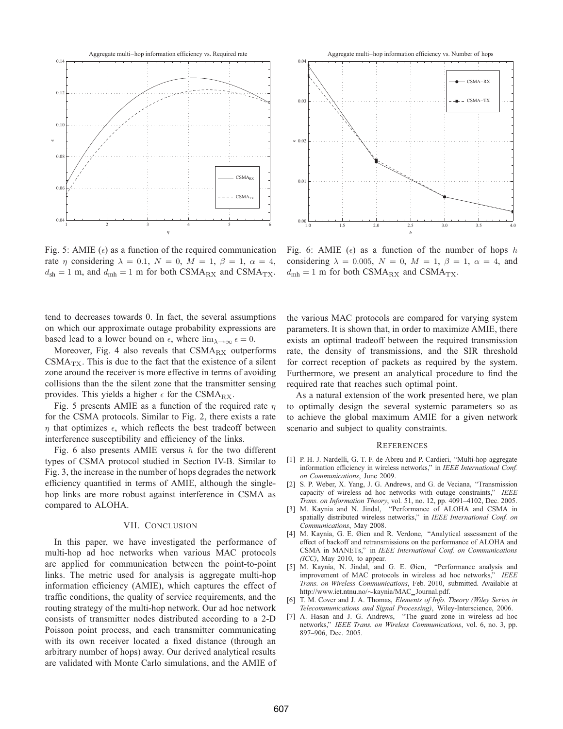Aggregate multi−hop information efficiency vs. Required rate

0.14
0.12
0.10
0.08
0.06
0.04

1 2 3 4 5 6

$\epsilon$

$\eta$

$\text{CSMA}_{\text{RX}}$

$\text{CSMA}_{\text{TX}}$

Fig. 5: AMIE ($\epsilon$) as a function of the required communication rate $\eta$ considering $\lambda = 0.1$, $N = 0$, $M = 1$, $\beta = 1$, $\alpha = 4$, $d_{\text{sh}} = 1$ m, and $d_{\text{mh}} = 1$ m for both $\text{CSMA}_{\text{RX}}$ and $\text{CSMA}_{\text{TX}}$.

Aggregate multi−hop information efficiency vs. Number of hops

0.04
0.03
0.02
0.01
0.00

1.0 1.5 2.0 2.5 3.0 3.5 4.0

$\epsilon$

$h$

CSMA−RX

CSMA−TX

Fig. 6: AMIE ($\epsilon$) as a function of the number of hops $h$ considering $\lambda = 0.005$, $N = 0$, $M = 1$, $\beta = 1$, $\alpha = 4$, and $d_{\text{mh}} = 1$ m for both $\text{CSMA}_{\text{RX}}$ and $\text{CSMA}_{\text{TX}}$.

tend to decreases towards 0. In fact, the several assumptions on which our approximate outage probability expressions are based lead to a lower bound on $\epsilon$, where $\lim_{\lambda \to \infty} \epsilon = 0$.

Moreover, Fig. 4 also reveals that $\text{CSMA}_{\text{RX}}$ outperforms $\text{CSMA}_{\text{TX}}$. This is due to the fact that the existence of a silent zone around the receiver is more effective in terms of avoiding collisions than the the silent zone that the transmitter sensing provides. This yields a higher $\epsilon$ for the $\text{CSMA}_{\text{RX}}$.

Fig. 5 presents AMIE as a function of the required rate $\eta$ for the CSMA protocols. Similar to Fig. 2, there exists a rate $\eta$ that optimizes $\epsilon$, which reflects the best tradeoff between interference susceptibility and efficiency of the links.

Fig. 6 also presents AMIE versus $h$ for the two different types of CSMA protocol studied in Section IV-B. Similar to Fig. 3, the increase in the number of hops degrades the network efficiency quantified in terms of AMIE, although the single-hop links are more robust against interference in CSMA as compared to ALOHA.

## VII. Conclusion

In this paper, we have investigated the performance of multi-hop ad hoc networks when various MAC protocols are applied for communication between the point-to-point links. The metric used for analysis is aggregate multi-hop information efficiency (AMIE), which captures the effect of traffic conditions, the quality of service requirements, and the routing strategy of the multi-hop network. Our ad hoc network consists of transmitter nodes distributed according to a 2-D Poisson point process, and each transmitter communicating with its own receiver located a fixed distance (through an arbitrary number of hops) away. Our derived analytical results are validated with Monte Carlo simulations, and the AMIE of the various MAC protocols are compared for varying system parameters. It is shown that, in order to maximize AMIE, there exists an optimal tradeoff between the required transmission rate, the density of transmissions, and the SIR threshold for correct reception of packets as required by the system. Furthermore, we present an analytical procedure to find the required rate that reaches such optimal point.

As a natural extension of the work presented here, we plan to optimally design the several systemic parameters so as to achieve the global maximum AMIE for a given network scenario and subject to quality constraints.

## References

[1] P. H. J. Nardelli, G. T. F. de Abreu and P. Cardieri, "Multi-hop aggregate information efficiency in wireless networks," in *IEEE International Conf. on Communications*, June 2009.

[2] S. P. Weber, X. Yang, J. G. Andrews, and G. de Veciana, "Transmission capacity of wireless ad hoc networks with outage constraints," *IEEE Trans. on Information Theory*, vol. 51, no. 12, pp. 4091–4102, Dec. 2005.

[3] M. Kaynia and N. Jindal, "Performance of ALOHA and CSMA in spatially distributed wireless networks," in *IEEE International Conf. on Communications*, May 2008.

[4] M. Kaynia, G. E. Øien and R. Verdone, "Analytical assessment of the effect of backoff and retransmissions on the performance of ALOHA and CSMA in MANETs," in *IEEE International Conf. on Communications (ICC)*, May 2010, to appear.

[5] M. Kaynia, N. Jindal, and G. E. Øien, "Performance analysis and improvement of MAC protocols in wireless ad hoc networks," *IEEE Trans. on Wireless Communications*, Feb. 2010, submitted. Available at http://www.iet.ntnu.no/∼kaynia/MAC_Journal.pdf.

[6] T. M. Cover and J. A. Thomas, *Elements of Info. Theory (Wiley Series in Telecommunications and Signal Processing)*, Wiley-Interscience, 2006.

[7] A. Hasan and J. G. Andrews, "The guard zone in wireless ad hoc networks," *IEEE Trans. on Wireless Communications*, vol. 6, no. 3, pp. 897–906, Dec. 2005.